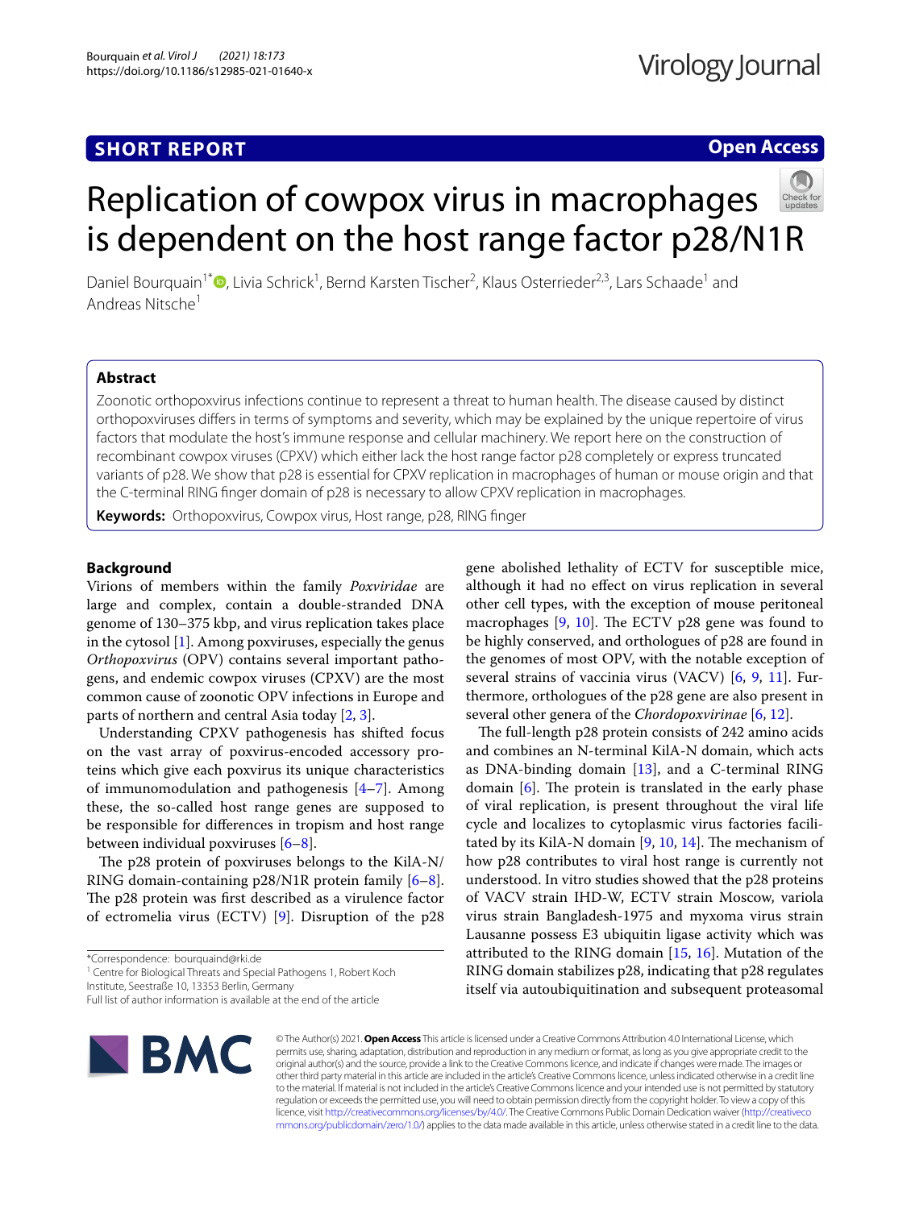SHORT REPORT

Open Access

# Replication of cowpox virus in macrophages is dependent on the host range factor p28/N1R

Daniel Bourquain[1*], Livia Schrick[1], Bernd Karsten Tischer[2], Klaus Osterrieder[2,3], Lars Schaade[1] and Andreas Nitsche[1]

## Abstract

Zoonotic orthopoxvirus infections continue to represent a threat to human health. The disease caused by distinct orthopoxviruses differs in terms of symptoms and severity, which may be explained by the unique repertoire of virus factors that modulate the host's immune response and cellular machinery. We report here on the construction of recombinant cowpox viruses (CPXV) which either lack the host range factor p28 completely or express truncated variants of p28. We show that p28 is essential for CPXV replication in macrophages of human or mouse origin and that the C-terminal RING finger domain of p28 is necessary to allow CPXV replication in macrophages.

**Keywords:** Orthopoxvirus, Cowpox virus, Host range, p28, RING finger

## Background

Virions of members within the family *Poxviridae* are large and complex, contain a double-stranded DNA genome of 130–375 kbp, and virus replication takes place in the cytosol [1]. Among poxviruses, especially the genus *Orthopoxvirus* (OPV) contains several important pathogens, and endemic cowpox viruses (CPXV) are the most common cause of zoonotic OPV infections in Europe and parts of northern and central Asia today [2, 3].

Understanding CPXV pathogenesis has shifted focus on the vast array of poxvirus-encoded accessory proteins which give each poxvirus its unique characteristics of immunomodulation and pathogenesis [4–7]. Among these, the so-called host range genes are supposed to be responsible for differences in tropism and host range between individual poxviruses [6–8].

The p28 protein of poxviruses belongs to the KilA-N/RING domain-containing p28/N1R protein family [6–8]. The p28 protein was first described as a virulence factor of ectromelia virus (ECTV) [9]. Disruption of the p28 gene abolished lethality of ECTV for susceptible mice, although it had no effect on virus replication in several other cell types, with the exception of mouse peritoneal macrophages [9, 10]. The ECTV p28 gene was found to be highly conserved, and orthologues of p28 are found in the genomes of most OPV, with the notable exception of several strains of vaccinia virus (VACV) [6, 9, 11]. Furthermore, orthologues of the p28 gene are also present in several other genera of the *Chordopoxvirinae* [6, 12].

The full-length p28 protein consists of 242 amino acids and combines an N-terminal KilA-N domain, which acts as DNA-binding domain [13], and a C-terminal RING domain [6]. The protein is translated in the early phase of viral replication, is present throughout the viral life cycle and localizes to cytoplasmic virus factories facilitated by its KilA-N domain [9, 10, 14]. The mechanism of how p28 contributes to viral host range is currently not understood. In vitro studies showed that the p28 proteins of VACV strain IHD-W, ECTV strain Moscow, variola virus strain Bangladesh-1975 and myxoma virus strain Lausanne possess E3 ubiquitin ligase activity which was attributed to the RING domain [15, 16]. Mutation of the RING domain stabilizes p28, indicating that p28 regulates itself via autoubiquitination and subsequent proteasomal

*Correspondence: bourquaind@rki.de
[1] Centre for Biological Threats and Special Pathogens 1, Robert Koch Institute, Seestraße 10, 13353 Berlin, Germany
Full list of author information is available at the end of the article

© The Author(s) 2021. **Open Access** This article is licensed under a Creative Commons Attribution 4.0 International License, which permits use, sharing, adaptation, distribution and reproduction in any medium or format, as long as you give appropriate credit to the original author(s) and the source, provide a link to the Creative Commons licence, and indicate if changes were made. The images or other third party material in this article are included in the article's Creative Commons licence, unless indicated otherwise in a credit line to the material. If material is not included in the article's Creative Commons licence and your intended use is not permitted by statutory regulation or exceeds the permitted use, you will need to obtain permission directly from the copyright holder. To view a copy of this licence, visit http://creativecommons.org/licenses/by/4.0/. The Creative Commons Public Domain Dedication waiver (http://creativecommons.org/publicdomain/zero/1.0/) applies to the data made available in this article, unless otherwise stated in a credit line to the data.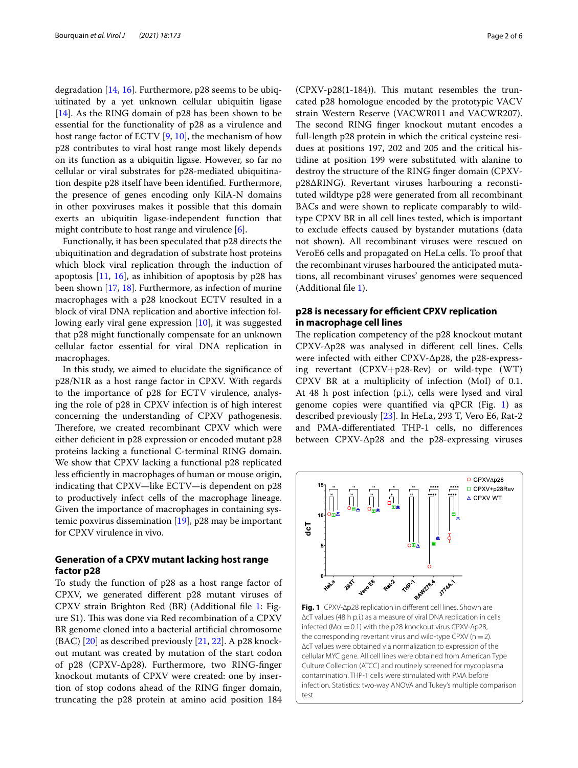degradation [14, 16]. Furthermore, p28 seems to be ubiquitinated by a yet unknown cellular ubiquitin ligase [14]. As the RING domain of p28 has been shown to be essential for the functionality of p28 as a virulence and host range factor of ECTV [9, 10], the mechanism of how p28 contributes to viral host range most likely depends on its function as a ubiquitin ligase. However, so far no cellular or viral substrates for p28-mediated ubiquitination despite p28 itself have been identified. Furthermore, the presence of genes encoding only KilA-N domains in other poxviruses makes it possible that this domain exerts an ubiquitin ligase-independent function that might contribute to host range and virulence [6].

Functionally, it has been speculated that p28 directs the ubiquitination and degradation of substrate host proteins which block viral replication through the induction of apoptosis [11, 16], as inhibition of apoptosis by p28 has been shown [17, 18]. Furthermore, as infection of murine macrophages with a p28 knockout ECTV resulted in a block of viral DNA replication and abortive infection following early viral gene expression [10], it was suggested that p28 might functionally compensate for an unknown cellular factor essential for viral DNA replication in macrophages.

In this study, we aimed to elucidate the significance of p28/N1R as a host range factor in CPXV. With regards to the importance of p28 for ECTV virulence, analysing the role of p28 in CPXV infection is of high interest concerning the understanding of CPXV pathogenesis. Therefore, we created recombinant CPXV which were either deficient in p28 expression or encoded mutant p28 proteins lacking a functional C-terminal RING domain. We show that CPXV lacking a functional p28 replicated less efficiently in macrophages of human or mouse origin, indicating that CPXV—like ECTV—is dependent on p28 to productively infect cells of the macrophage lineage. Given the importance of macrophages in containing systemic poxvirus dissemination [19], p28 may be important for CPXV virulence in vivo.

## Generation of a CPXV mutant lacking host range factor p28

To study the function of p28 as a host range factor of CPXV, we generated different p28 mutant viruses of CPXV strain Brighton Red (BR) (Additional file 1: Figure S1). This was done via Red recombination of a CPXV BR genome cloned into a bacterial artificial chromosome (BAC) [20] as described previously [21, 22]. A p28 knockout mutant was created by mutation of the start codon of p28 (CPXV-Δp28). Furthermore, two RING-finger knockout mutants of CPXV were created: one by insertion of stop codons ahead of the RING finger domain, truncating the p28 protein at amino acid position 184 (CPXV-p28(1-184)). This mutant resembles the truncated p28 homologue encoded by the prototypic VACV strain Western Reserve (VACWR011 and VACWR207). The second RING finger knockout mutant encodes a full-length p28 protein in which the critical cysteine residues at positions 197, 202 and 205 and the critical histidine at position 199 were substituted with alanine to destroy the structure of the RING finger domain (CPXV-p28ΔRING). Revertant viruses harbouring a reconstituted wildtype p28 were generated from all recombinant BACs and were shown to replicate comparably to wild-type CPXV BR in all cell lines tested, which is important to exclude effects caused by bystander mutations (data not shown). All recombinant viruses were rescued on VeroE6 cells and propagated on HeLa cells. To proof that the recombinant viruses harboured the anticipated mutations, all recombinant viruses' genomes were sequenced (Additional file 1).

## p28 is necessary for efficient CPXV replication in macrophage cell lines

The replication competency of the p28 knockout mutant CPXV-Δp28 was analysed in different cell lines. Cells were infected with either CPXV-Δp28, the p28-expressing revertant (CPXV+p28-Rev) or wild-type (WT) CPXV BR at a multiplicity of infection (MoI) of 0.1. At 48 h post infection (p.i.), cells were lysed and viral genome copies were quantified via qPCR (Fig. 1) as described previously [23]. In HeLa, 293 T, Vero E6, Rat-2 and PMA-differentiated THP-1 cells, no differences between CPXV-Δp28 and the p28-expressing viruses

**Fig. 1** CPXV-Δp28 replication in different cell lines. Shown are ΔcT values (48 h p.i.) as a measure of viral DNA replication in cells infected (MoI = 0.1) with the p28 knockout virus CPXV-Δp28, the corresponding revertant virus and wild-type CPXV (n = 2). ΔcT values were obtained via normalization to expression of the cellular MYC gene. All cell lines were obtained from American Type Culture Collection (ATCC) and routinely screened for mycoplasma contamination. THP-1 cells were stimulated with PMA before infection. Statistics: two-way ANOVA and Tukey's multiple comparison test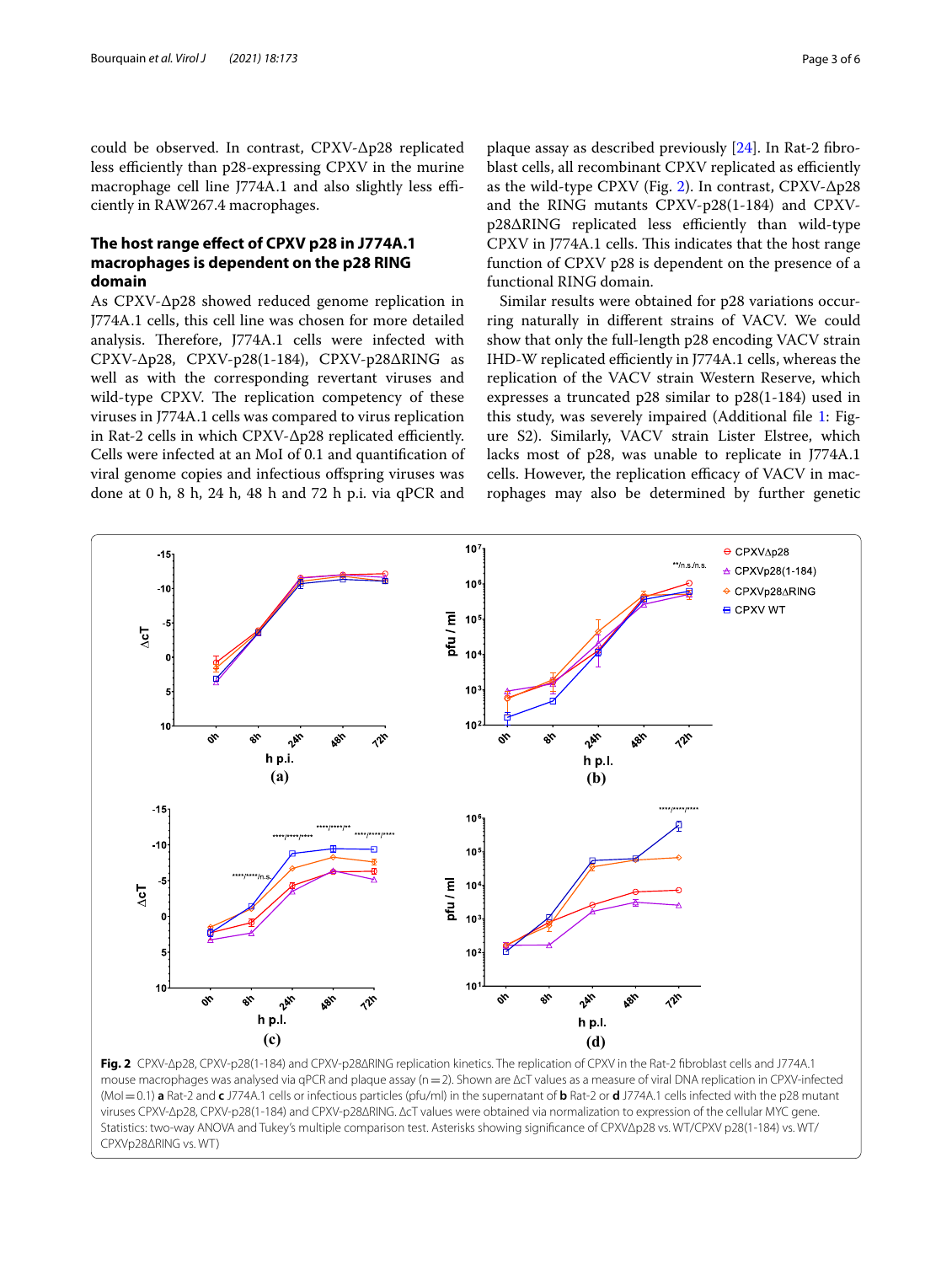could be observed. In contrast, CPXV-Δp28 replicated less efficiently than p28-expressing CPXV in the murine macrophage cell line J774A.1 and also slightly less efficiently in RAW267.4 macrophages.

## The host range effect of CPXV p28 in J774A.1 macrophages is dependent on the p28 RING domain

As CPXV-Δp28 showed reduced genome replication in J774A.1 cells, this cell line was chosen for more detailed analysis. Therefore, J774A.1 cells were infected with CPXV-Δp28, CPXV-p28(1-184), CPXV-p28ΔRING as well as with the corresponding revertant viruses and wild-type CPXV. The replication competency of these viruses in J774A.1 cells was compared to virus replication in Rat-2 cells in which CPXV-Δp28 replicated efficiently. Cells were infected at an MoI of 0.1 and quantification of viral genome copies and infectious offspring viruses was done at 0 h, 8 h, 24 h, 48 h and 72 h p.i. via qPCR and plaque assay as described previously [24]. In Rat-2 fibroblast cells, all recombinant CPXV replicated as efficiently as the wild-type CPXV (Fig. 2). In contrast, CPXV-Δp28 and the RING mutants CPXV-p28(1-184) and CPXV-p28ΔRING replicated less efficiently than wild-type CPXV in J774A.1 cells. This indicates that the host range function of CPXV p28 is dependent on the presence of a functional RING domain.

Similar results were obtained for p28 variations occurring naturally in different strains of VACV. We could show that only the full-length p28 encoding VACV strain IHD-W replicated efficiently in J774A.1 cells, whereas the replication of the VACV strain Western Reserve, which expresses a truncated p28 similar to p28(1-184) used in this study, was severely impaired (Additional file 1: Figure S2). Similarly, VACV strain Lister Elstree, which lacks most of p28, was unable to replicate in J774A.1 cells. However, the replication efficacy of VACV in macrophages may also be determined by further genetic

**Fig. 2** CPXV-Δp28, CPXV-p28(1-184) and CPXV-p28ΔRING replication kinetics. The replication of CPXV in the Rat-2 fibroblast cells and J774A.1 mouse macrophages was analysed via qPCR and plaque assay (n = 2). Shown are ΔcT values as a measure of viral DNA replication in CPXV-infected (MoI = 0.1) **a** Rat-2 and **c** J774A.1 cells or infectious particles (pfu/ml) in the supernatant of **b** Rat-2 or **d** J774A.1 cells infected with the p28 mutant viruses CPXV-Δp28, CPXV-p28(1-184) and CPXV-p28ΔRING. ΔcT values were obtained via normalization to expression of the cellular MYC gene. Statistics: two-way ANOVA and Tukey's multiple comparison test. Asterisks showing significance of CPXVΔp28 vs. WT/CPXV p28(1-184) vs. WT/CPXVp28ΔRING vs. WT)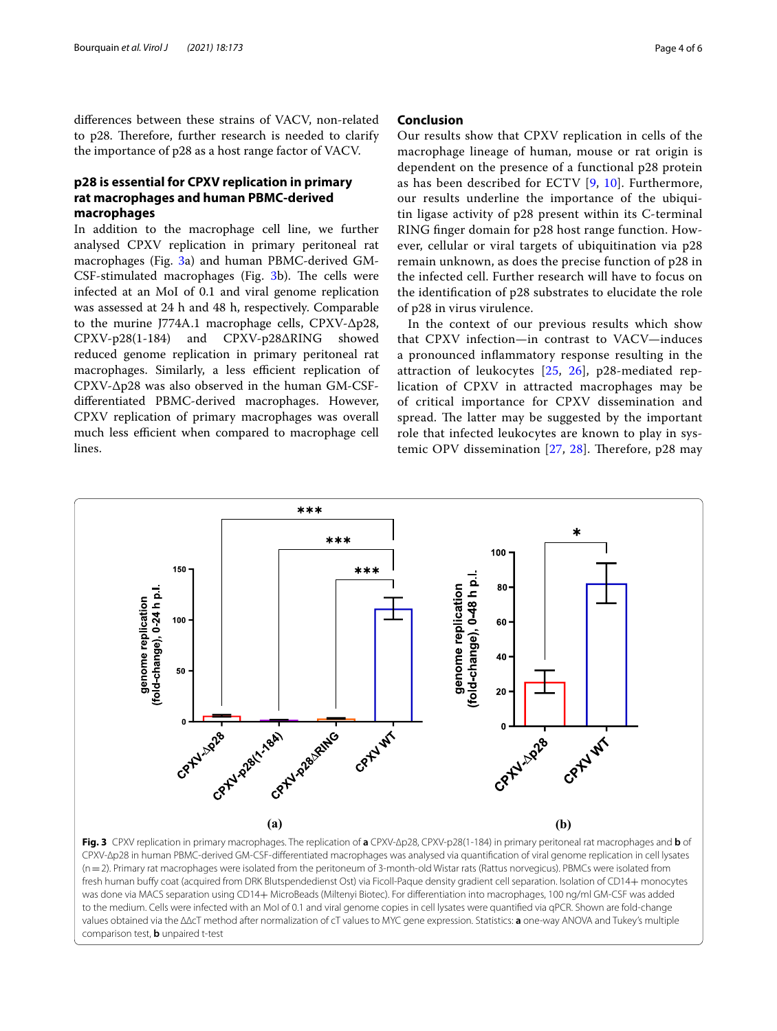differences between these strains of VACV, non-related to p28. Therefore, further research is needed to clarify the importance of p28 as a host range factor of VACV.

### p28 is essential for CPXV replication in primary rat macrophages and human PBMC-derived macrophages

In addition to the macrophage cell line, we further analysed CPXV replication in primary peritoneal rat macrophages (Fig. 3a) and human PBMC-derived GM-CSF-stimulated macrophages (Fig. 3b). The cells were infected at an MoI of 0.1 and viral genome replication was assessed at 24 h and 48 h, respectively. Comparable to the murine J774A.1 macrophage cells, CPXV-Δp28, CPXV-p28(1-184) and CPXV-p28ΔRING showed reduced genome replication in primary peritoneal rat macrophages. Similarly, a less efficient replication of CPXV-Δp28 was also observed in the human GM-CSF-differentiated PBMC-derived macrophages. However, CPXV replication of primary macrophages was overall much less efficient when compared to macrophage cell lines.

## Conclusion

Our results show that CPXV replication in cells of the macrophage lineage of human, mouse or rat origin is dependent on the presence of a functional p28 protein as has been described for ECTV [9, 10]. Furthermore, our results underline the importance of the ubiquitin ligase activity of p28 present within its C-terminal RING finger domain for p28 host range function. However, cellular or viral targets of ubiquitination via p28 remain unknown, as does the precise function of p28 in the infected cell. Further research will have to focus on the identification of p28 substrates to elucidate the role of p28 in virus virulence.

In the context of our previous results which show that CPXV infection—in contrast to VACV—induces a pronounced inflammatory response resulting in the attraction of leukocytes [25, 26], p28-mediated replication of CPXV in attracted macrophages may be of critical importance for CPXV dissemination and spread. The latter may be suggested by the important role that infected leukocytes are known to play in systemic OPV dissemination [27, 28]. Therefore, p28 may

**Fig. 3** CPXV replication in primary macrophages. The replication of **a** CPXV-Δp28, CPXV-p28(1-184) in primary peritoneal rat macrophages and **b** of CPXV-Δp28 in human PBMC-derived GM-CSF-differentiated macrophages was analysed via quantification of viral genome replication in cell lysates (n = 2). Primary rat macrophages were isolated from the peritoneum of 3-month-old Wistar rats (Rattus norvegicus). PBMCs were isolated from fresh human buffy coat (acquired from DRK Blutspendedienst Ost) via Ficoll-Paque density gradient cell separation. Isolation of CD14+ monocytes was done via MACS separation using CD14+ MicroBeads (Miltenyi Biotec). For differentiation into macrophages, 100 ng/ml GM-CSF was added to the medium. Cells were infected with an MoI of 0.1 and viral genome copies in cell lysates were quantified via qPCR. Shown are fold-change values obtained via the ΔΔcT method after normalization of cT values to MYC gene expression. Statistics: **a** one-way ANOVA and Tukey's multiple comparison test, **b** unpaired t-test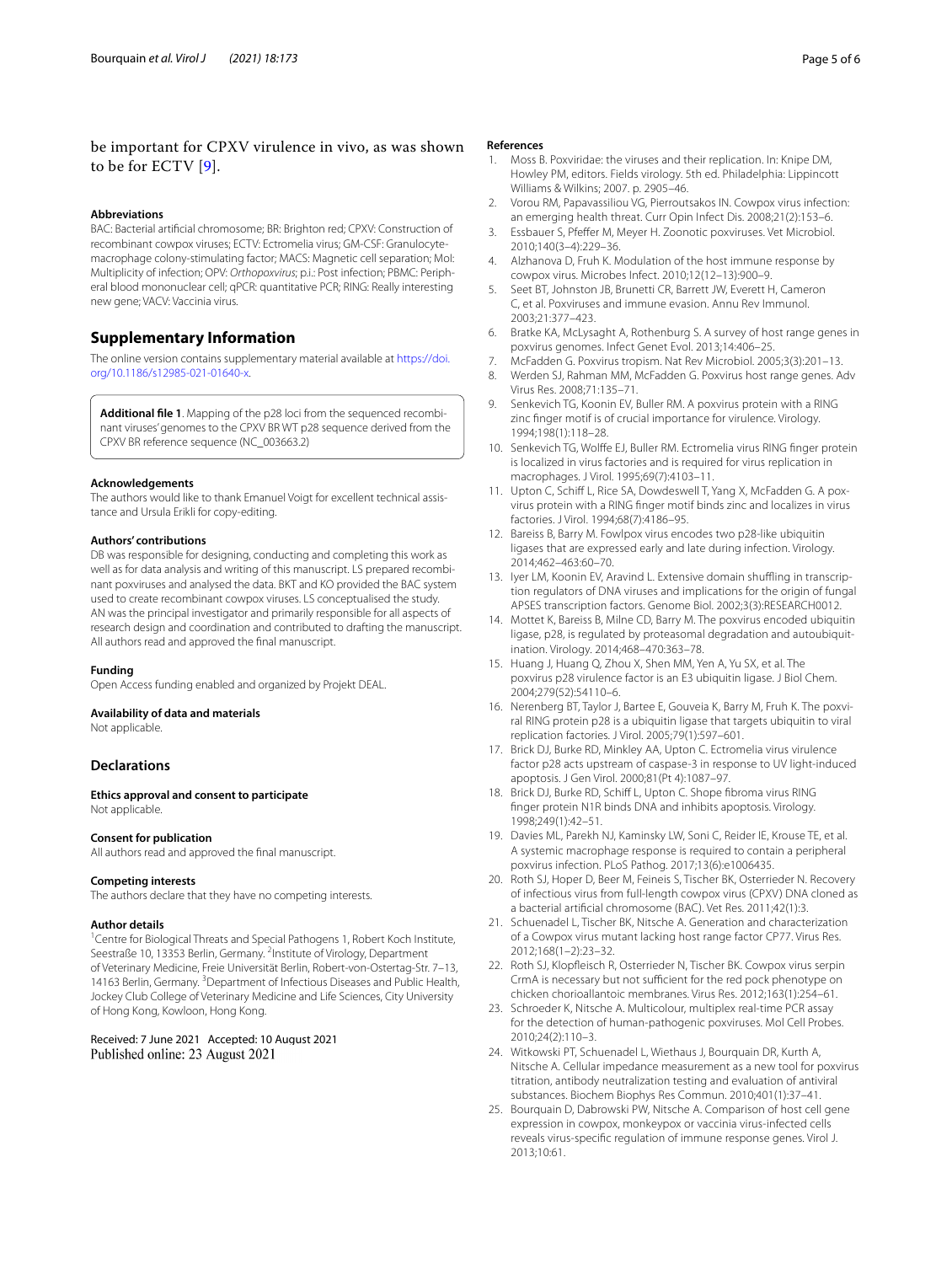be important for CPXV virulence in vivo, as was shown to be for ECTV [9].

**Abbreviations**

BAC: Bacterial artificial chromosome; BR: Brighton red; CPXV: Construction of recombinant cowpox viruses; ECTV: Ectromelia virus; GM-CSF: Granulocyte-macrophage colony-stimulating factor; MACS: Magnetic cell separation; MoI: Multiplicity of infection; OPV: *Orthopoxvirus*; p.i.: Post infection; PBMC: Peripheral blood mononuclear cell; qPCR: quantitative PCR; RING: Really interesting new gene; VACV: Vaccinia virus.

## Supplementary Information

The online version contains supplementary material available at https://doi.org/10.1186/s12985-021-01640-x.

**Additional file 1**. Mapping of the p28 loci from the sequenced recombinant viruses' genomes to the CPXV BR WT p28 sequence derived from the CPXV BR reference sequence (NC_003663.2)

**Acknowledgements**

The authors would like to thank Emanuel Voigt for excellent technical assistance and Ursula Erikli for copy-editing.

**Authors' contributions**

DB was responsible for designing, conducting and completing this work as well as for data analysis and writing of this manuscript. LS prepared recombinant poxviruses and analysed the data. BKT and KO provided the BAC system used to create recombinant cowpox viruses. LS conceptualised the study. AN was the principal investigator and primarily responsible for all aspects of research design and coordination and contributed to drafting the manuscript. All authors read and approved the final manuscript.

**Funding**

Open Access funding enabled and organized by Projekt DEAL.

**Availability of data and materials**

Not applicable.

## Declarations

**Ethics approval and consent to participate**

Not applicable.

**Consent for publication**

All authors read and approved the final manuscript.

**Competing interests**

The authors declare that they have no competing interests.

**Author details**

[1]Centre for Biological Threats and Special Pathogens 1, Robert Koch Institute, Seestraße 10, 13353 Berlin, Germany. [2]Institute of Virology, Department of Veterinary Medicine, Freie Universität Berlin, Robert-von-Ostertag-Str. 7–13, 14163 Berlin, Germany. [3]Department of Infectious Diseases and Public Health, Jockey Club College of Veterinary Medicine and Life Sciences, City University of Hong Kong, Kowloon, Hong Kong.

Received: 7 June 2021 Accepted: 10 August 2021
Published online: 23 August 2021

**References**

1. Moss B. Poxviridae: the viruses and their replication. In: Knipe DM, Howley PM, editors. Fields virology. 5th ed. Philadelphia: Lippincott Williams & Wilkins; 2007. p. 2905–46.
2. Vorou RM, Papavassiliou VG, Pierroutsakos IN. Cowpox virus infection: an emerging health threat. Curr Opin Infect Dis. 2008;21(2):153–6.
3. Essbauer S, Pfeffer M, Meyer H. Zoonotic poxviruses. Vet Microbiol. 2010;140(3–4):229–36.
4. Alzhanova D, Fruh K. Modulation of the host immune response by cowpox virus. Microbes Infect. 2010;12(12–13):900–9.
5. Seet BT, Johnston JB, Brunetti CR, Barrett JW, Everett H, Cameron C, et al. Poxviruses and immune evasion. Annu Rev Immunol. 2003;21:377–423.
6. Bratke KA, McLysaght A, Rothenburg S. A survey of host range genes in poxvirus genomes. Infect Genet Evol. 2013;14:406–25.
7. McFadden G. Poxvirus tropism. Nat Rev Microbiol. 2005;3(3):201–13.
8. Werden SJ, Rahman MM, McFadden G. Poxvirus host range genes. Adv Virus Res. 2008;71:135–71.
9. Senkevich TG, Koonin EV, Buller RM. A poxvirus protein with a RING zinc finger motif is of crucial importance for virulence. Virology. 1994;198(1):118–28.
10. Senkevich TG, Wolffe EJ, Buller RM. Ectromelia virus RING finger protein is localized in virus factories and is required for virus replication in macrophages. J Virol. 1995;69(7):4103–11.
11. Upton C, Schiff L, Rice SA, Dowdeswell T, Yang X, McFadden G. A poxvirus protein with a RING finger motif binds zinc and localizes in virus factories. J Virol. 1994;68(7):4186–95.
12. Bareiss B, Barry M. Fowlpox virus encodes two p28-like ubiquitin ligases that are expressed early and late during infection. Virology. 2014;462–463:60–70.
13. Iyer LM, Koonin EV, Aravind L. Extensive domain shuffling in transcription regulators of DNA viruses and implications for the origin of fungal APSES transcription factors. Genome Biol. 2002;3(3):RESEARCH0012.
14. Mottet K, Bareiss B, Milne CD, Barry M. The poxvirus encoded ubiquitin ligase, p28, is regulated by proteasomal degradation and autoubiquitination. Virology. 2014;468–470:363–78.
15. Huang J, Huang Q, Zhou X, Shen MM, Yen A, Yu SX, et al. The poxvirus p28 virulence factor is an E3 ubiquitin ligase. J Biol Chem. 2004;279(52):54110–6.
16. Nerenberg BT, Taylor J, Bartee E, Gouveia K, Barry M, Fruh K. The poxviral RING protein p28 is a ubiquitin ligase that targets ubiquitin to viral replication factories. J Virol. 2005;79(1):597–601.
17. Brick DJ, Burke RD, Minkley AA, Upton C. Ectromelia virus virulence factor p28 acts upstream of caspase-3 in response to UV light-induced apoptosis. J Gen Virol. 2000;81(Pt 4):1087–97.
18. Brick DJ, Burke RD, Schiff L, Upton C. Shope fibroma virus RING finger protein N1R binds DNA and inhibits apoptosis. Virology. 1998;249(1):42–51.
19. Davies ML, Parekh NJ, Kaminsky LW, Soni C, Reider IE, Krouse TE, et al. A systemic macrophage response is required to contain a peripheral poxvirus infection. PLoS Pathog. 2017;13(6):e1006435.
20. Roth SJ, Hoper D, Beer M, Feineis S, Tischer BK, Osterrieder N. Recovery of infectious virus from full-length cowpox virus (CPXV) DNA cloned as a bacterial artificial chromosome (BAC). Vet Res. 2011;42(1):3.
21. Schuenadel L, Tischer BK, Nitsche A. Generation and characterization of a Cowpox virus mutant lacking host range factor CP77. Virus Res. 2012;168(1–2):23–32.
22. Roth SJ, Klopfleisch R, Osterrieder N, Tischer BK. Cowpox virus serpin CrmA is necessary but not sufficient for the red pock phenotype on chicken chorioallantoic membranes. Virus Res. 2012;163(1):254–61.
23. Schroeder K, Nitsche A. Multicolour, multiplex real-time PCR assay for the detection of human-pathogenic poxviruses. Mol Cell Probes. 2010;24(2):110–3.
24. Witkowski PT, Schuenadel L, Wiethaus J, Bourquain DR, Kurth A, Nitsche A. Cellular impedance measurement as a new tool for poxvirus titration, antibody neutralization testing and evaluation of antiviral substances. Biochem Biophys Res Commun. 2010;401(1):37–41.
25. Bourquain D, Dabrowski PW, Nitsche A. Comparison of host cell gene expression in cowpox, monkeypox or vaccinia virus-infected cells reveals virus-specific regulation of immune response genes. Virol J. 2013;10:61.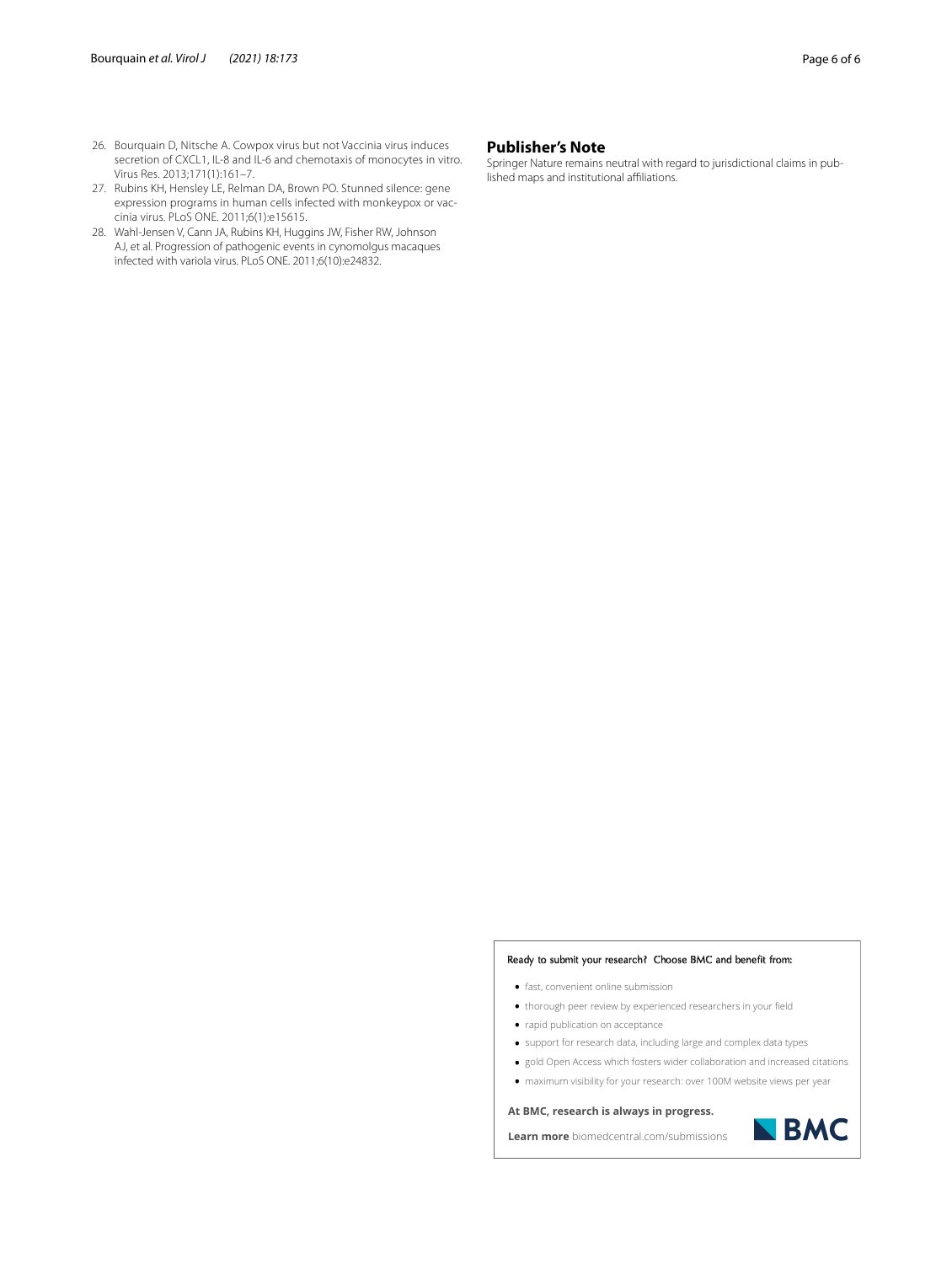26. Bourquain D, Nitsche A. Cowpox virus but not Vaccinia virus induces secretion of CXCL1, IL-8 and IL-6 and chemotaxis of monocytes in vitro. Virus Res. 2013;171(1):161–7.
27. Rubins KH, Hensley LE, Relman DA, Brown PO. Stunned silence: gene expression programs in human cells infected with monkeypox or vaccinia virus. PLoS ONE. 2011;6(1):e15615.
28. Wahl-Jensen V, Cann JA, Rubins KH, Huggins JW, Fisher RW, Johnson AJ, et al. Progression of pathogenic events in cynomolgus macaques infected with variola virus. PLoS ONE. 2011;6(10):e24832.

## Publisher's Note

Springer Nature remains neutral with regard to jurisdictional claims in published maps and institutional affiliations.

Ready to submit your research? Choose BMC and benefit from:

- fast, convenient online submission
- thorough peer review by experienced researchers in your field
- rapid publication on acceptance
- support for research data, including large and complex data types
- gold Open Access which fosters wider collaboration and increased citations
- maximum visibility for your research: over 100M website views per year

**At BMC, research is always in progress.**

**Learn more** biomedcentral.com/submissions

BMC